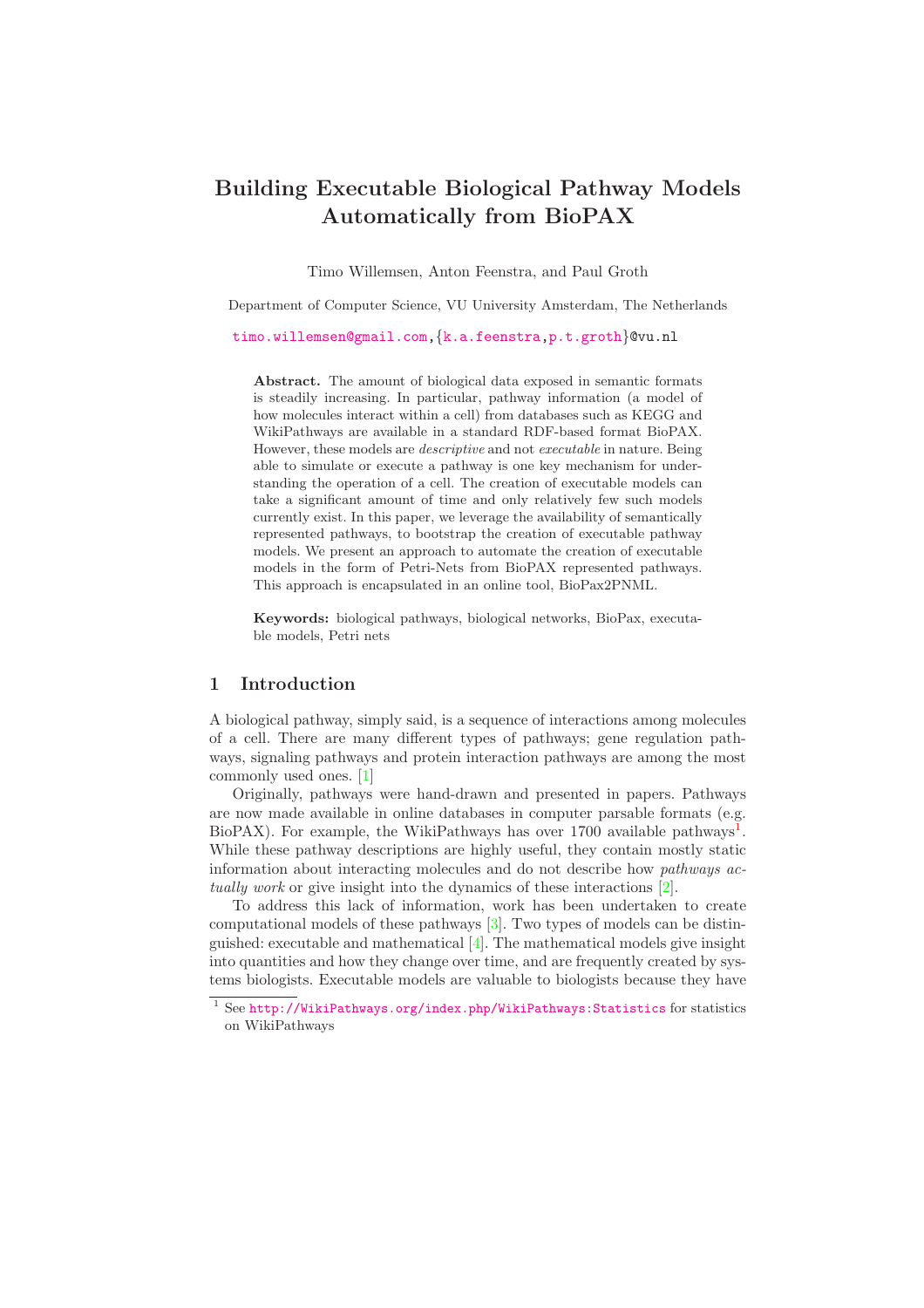# Building Executable Biological Pathway Models Automatically from BioPAX

Timo Willemsen, Anton Feenstra, and Paul Groth

Department of Computer Science, VU University Amsterdam, The Netherlands

timo.willemsen@gmail.com,{k.a.feenstra,p.t.groth}@vu.nl

**Abstract.** The amount of biological data exposed in semantic formats is steadily increasing. In particular, pathway information (a model of how molecules interact within a cell) from databases such as KEGG and WikiPathways are available in a standard RDF-based format BioPAX. However, these models are *descriptive* and not *executable* in nature. Being able to simulate or execute a pathway is one key mechanism for understanding the operation of a cell. The creation of executable models can take a significant amount of time and only relatively few such models currently exist. In this paper, we leverage the availability of semantically represented pathways, to bootstrap the creation of executable pathway models. We present an approach to automate the creation of executable models in the form of Petri-Nets from BioPAX represented pathways. This approach is encapsulated in an online tool, BioPax2PNML.

**Keywords:** biological pathways, biological networks, BioPax, executable models, Petri nets

## 1 Introduction

A biological pathway, simply said, is a sequence of interactions among molecules of a cell. There are many different types of pathways; gene regulation pathways, signaling pathways and protein interaction pathways are among the most commonly used ones. [1]

Originally, pathways were hand-drawn and presented in papers. Pathways are now made available in online databases in computer parsable formats (e.g. BioPAX). For example, the WikiPathways has over 1700 available pathways[1]. While these pathway descriptions are highly useful, they contain mostly static information about interacting molecules and do not describe how *pathways actually work* or give insight into the dynamics of these interactions [2].

To address this lack of information, work has been undertaken to create computational models of these pathways [3]. Two types of models can be distinguished: executable and mathematical [4]. The mathematical models give insight into quantities and how they change over time, and are frequently created by systems biologists. Executable models are valuable to biologists because they have

[1] See http://WikiPathways.org/index.php/WikiPathways:Statistics for statistics on WikiPathways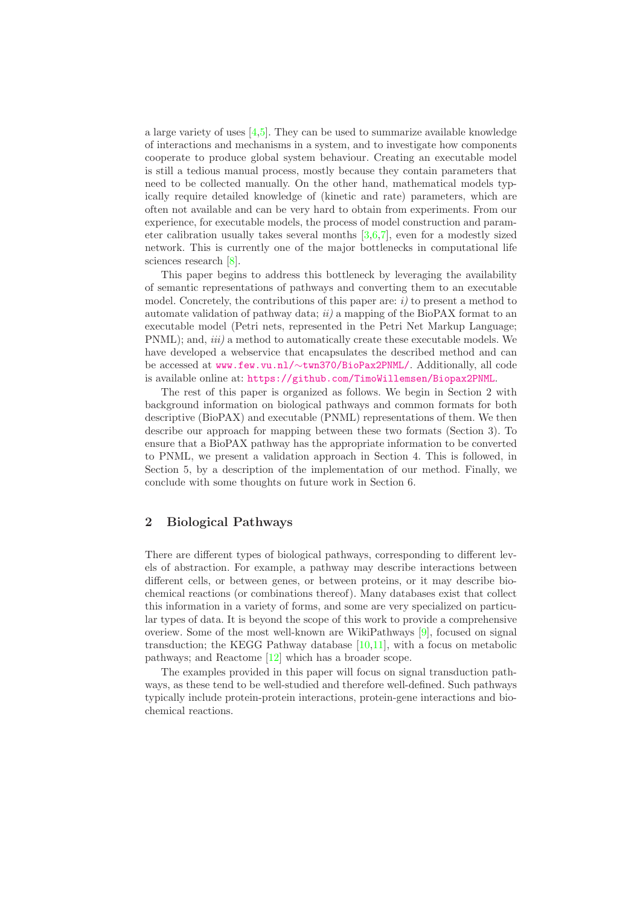a large variety of uses [4,5]. They can be used to summarize available knowledge of interactions and mechanisms in a system, and to investigate how components cooperate to produce global system behaviour. Creating an executable model is still a tedious manual process, mostly because they contain parameters that need to be collected manually. On the other hand, mathematical models typically require detailed knowledge of (kinetic and rate) parameters, which are often not available and can be very hard to obtain from experiments. From our experience, for executable models, the process of model construction and parameter calibration usually takes several months [3,6,7], even for a modestly sized network. This is currently one of the major bottlenecks in computational life sciences research [8].

This paper begins to address this bottleneck by leveraging the availability of semantic representations of pathways and converting them to an executable model. Concretely, the contributions of this paper are: *i)* to present a method to automate validation of pathway data; *ii)* a mapping of the BioPAX format to an executable model (Petri nets, represented in the Petri Net Markup Language; PNML); and, *iii)* a method to automatically create these executable models. We have developed a webservice that encapsulates the described method and can be accessed at www.few.vu.nl/~twn370/BioPax2PNML/. Additionally, all code is available online at: https://github.com/TimoWillemsen/Biopax2PNML.

The rest of this paper is organized as follows. We begin in Section 2 with background information on biological pathways and common formats for both descriptive (BioPAX) and executable (PNML) representations of them. We then describe our approach for mapping between these two formats (Section 3). To ensure that a BioPAX pathway has the appropriate information to be converted to PNML, we present a validation approach in Section 4. This is followed, in Section 5, by a description of the implementation of our method. Finally, we conclude with some thoughts on future work in Section 6.

## 2 Biological Pathways

There are different types of biological pathways, corresponding to different levels of abstraction. For example, a pathway may describe interactions between different cells, or between genes, or between proteins, or it may describe biochemical reactions (or combinations thereof). Many databases exist that collect this information in a variety of forms, and some are very specialized on particular types of data. It is beyond the scope of this work to provide a comprehensive overiew. Some of the most well-known are WikiPathways [9], focused on signal transduction; the KEGG Pathway database [10,11], with a focus on metabolic pathways; and Reactome [12] which has a broader scope.

The examples provided in this paper will focus on signal transduction pathways, as these tend to be well-studied and therefore well-defined. Such pathways typically include protein-protein interactions, protein-gene interactions and biochemical reactions.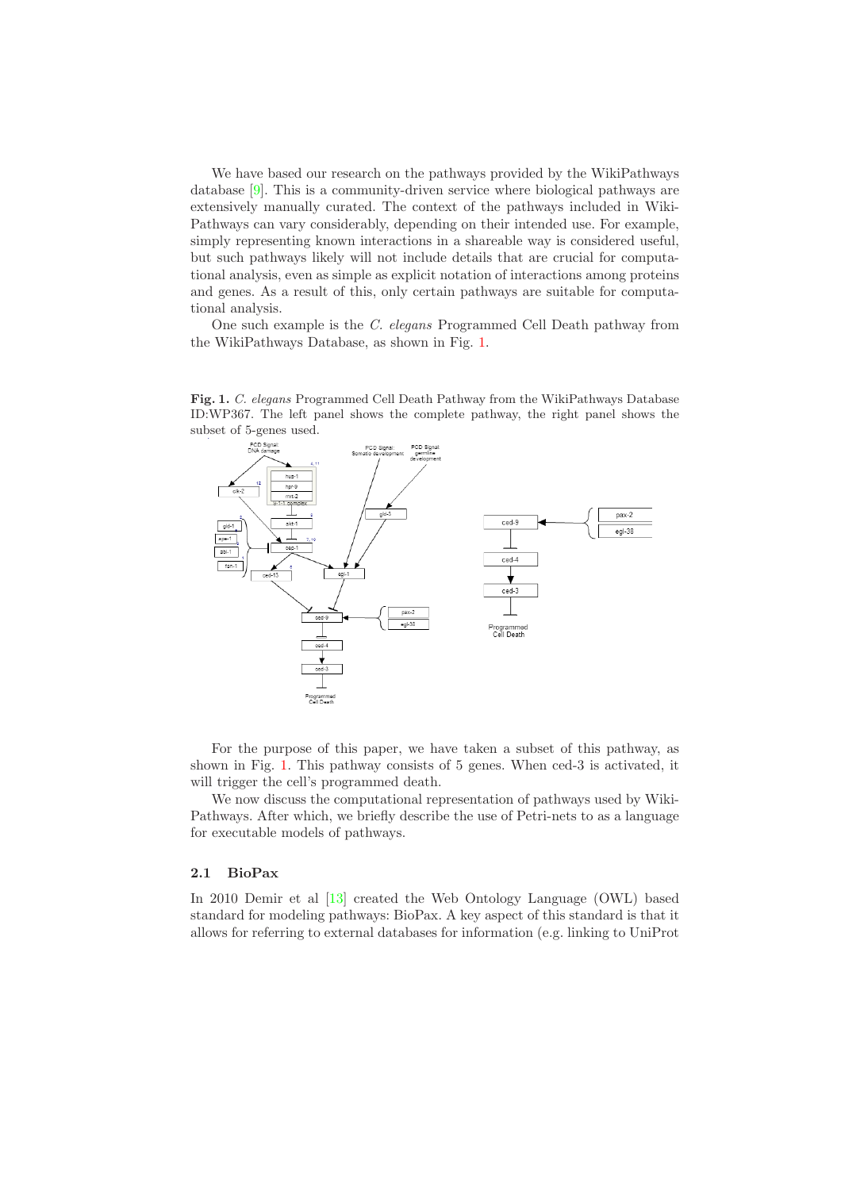We have based our research on the pathways provided by the WikiPathways database [9]. This is a community-driven service where biological pathways are extensively manually curated. The context of the pathways included in WikiPathways can vary considerably, depending on their intended use. For example, simply representing known interactions in a shareable way is considered useful, but such pathways likely will not include details that are crucial for computational analysis, even as simple as explicit notation of interactions among proteins and genes. As a result of this, only certain pathways are suitable for computational analysis.

One such example is the *C. elegans* Programmed Cell Death pathway from the WikiPathways Database, as shown in Fig. 1.

**Fig. 1.** *C. elegans* Programmed Cell Death Pathway from the WikiPathways Database ID:WP367. The left panel shows the complete pathway, the right panel shows the subset of 5-genes used.

For the purpose of this paper, we have taken a subset of this pathway, as shown in Fig. 1. This pathway consists of 5 genes. When ced-3 is activated, it will trigger the cell's programmed death.

We now discuss the computational representation of pathways used by WikiPathways. After which, we briefly describe the use of Petri-nets to as a language for executable models of pathways.

### 2.1 BioPax

In 2010 Demir et al [13] created the Web Ontology Language (OWL) based standard for modeling pathways: BioPax. A key aspect of this standard is that it allows for referring to external databases for information (e.g. linking to UniProt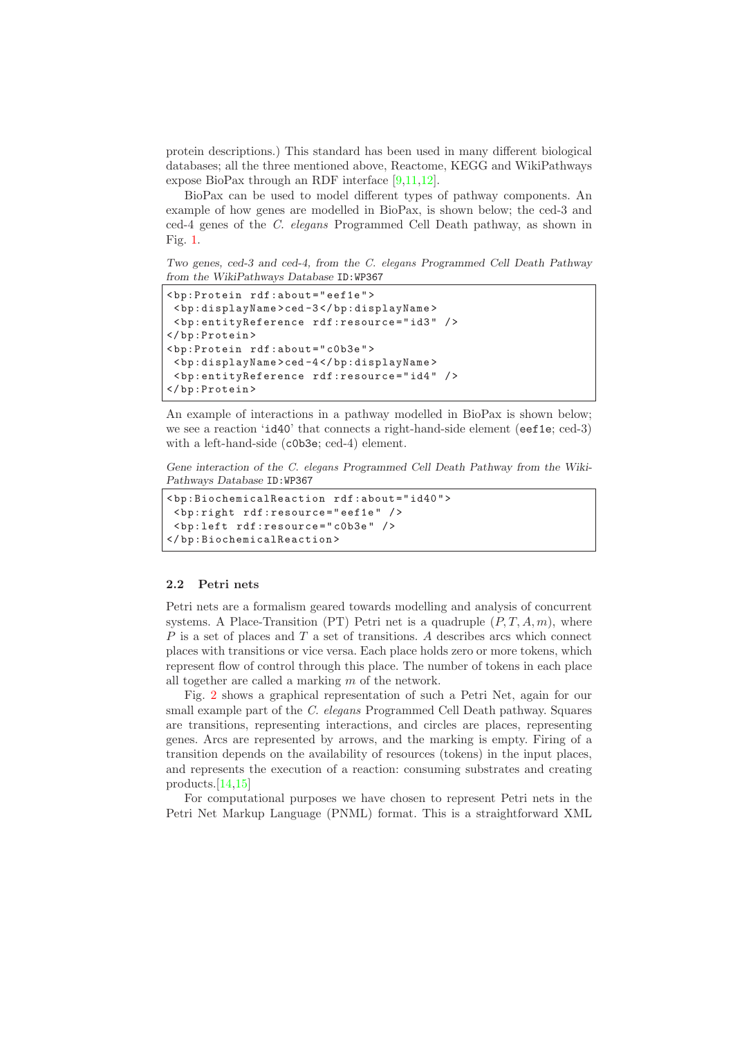protein descriptions.) This standard has been used in many different biological databases; all the three mentioned above, Reactome, KEGG and WikiPathways expose BioPax through an RDF interface [9,11,12].

BioPax can be used to model different types of pathway components. An example of how genes are modelled in BioPax, is shown below; the ced-3 and ced-4 genes of the *C. elegans* Programmed Cell Death pathway, as shown in Fig. 1.

*Two genes, ced-3 and ced-4, from the C. elegans Programmed Cell Death Pathway from the WikiPathways Database* ID:WP367

```
<bp:Protein rdf:about="eef1e">
 <bp:displayName>ced-3</bp:displayName>
 <bp:entityReference rdf:resource="id3" />
</bp:Protein>
<bp:Protein rdf:about="c0b3e">
 <bp:displayName>ced-4</bp:displayName>
 <bp:entityReference rdf:resource="id4" />
</bp:Protein>
```

An example of interactions in a pathway modelled in BioPax is shown below; we see a reaction 'id40' that connects a right-hand-side element (eef1e; ced-3) with a left-hand-side (c0b3e; ced-4) element.

*Gene interaction of the C. elegans Programmed Cell Death Pathway from the WikiPathways Database* ID:WP367

```
<bp:BiochemicalReaction rdf:about="id40">
 <bp:right rdf:resource="eef1e" />
 <bp:left rdf:resource="c0b3e" />
</bp:BiochemicalReaction>
```

### 2.2 Petri nets

Petri nets are a formalism geared towards modelling and analysis of concurrent systems. A Place-Transition (PT) Petri net is a quadruple $(P, T, A, m)$, where $P$ is a set of places and $T$ a set of transitions. $A$ describes arcs which connect places with transitions or vice versa. Each place holds zero or more tokens, which represent flow of control through this place. The number of tokens in each place all together are called a marking $m$ of the network.

Fig. 2 shows a graphical representation of such a Petri Net, again for our small example part of the *C. elegans* Programmed Cell Death pathway. Squares are transitions, representing interactions, and circles are places, representing genes. Arcs are represented by arrows, and the marking is empty. Firing of a transition depends on the availability of resources (tokens) in the input places, and represents the execution of a reaction: consuming substrates and creating products.[14,15]

For computational purposes we have chosen to represent Petri nets in the Petri Net Markup Language (PNML) format. This is a straightforward XML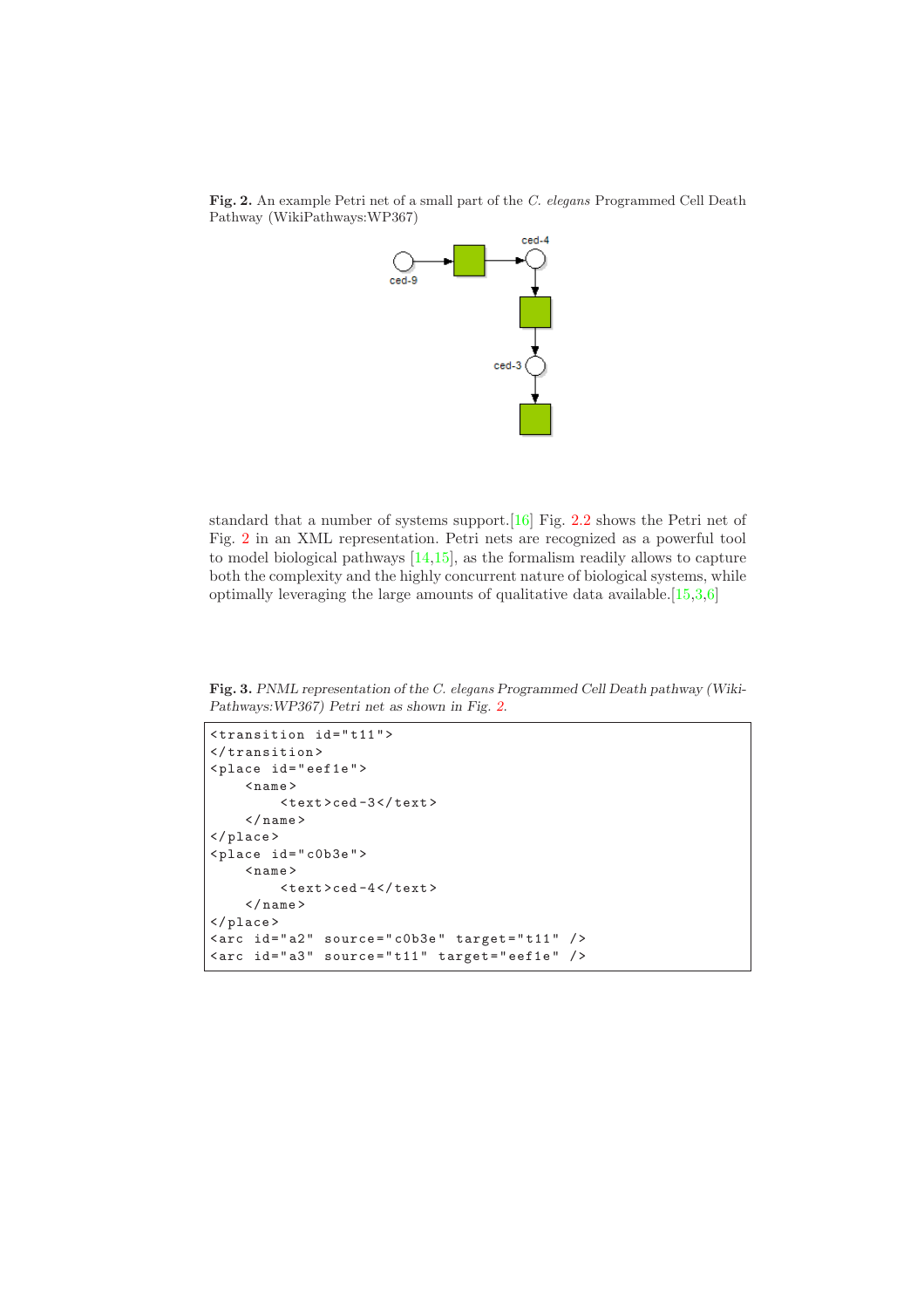**Fig. 2.** An example Petri net of a small part of the *C. elegans* Programmed Cell Death Pathway (WikiPathways:WP367)

standard that a number of systems support.[16] Fig. 2.2 shows the Petri net of Fig. 2 in an XML representation. Petri nets are recognized as a powerful tool to model biological pathways [14,15], as the formalism readily allows to capture both the complexity and the highly concurrent nature of biological systems, while optimally leveraging the large amounts of qualitative data available.[15,3,6]

**Fig. 3.** *PNML representation of the C. elegans Programmed Cell Death pathway (WikiPathways:WP367) Petri net as shown in Fig. 2.*

```
<transition id="t11">
</transition>
<place id="eef1e">
    <name>
        <text>ced-3</text>
    </name>
</place>
<place id="c0b3e">
    <name>
        <text>ced-4</text>
    </name>
</place>
<arc id="a2" source="c0b3e" target="t11" />
<arc id="a3" source="t11" target="eef1e" />
```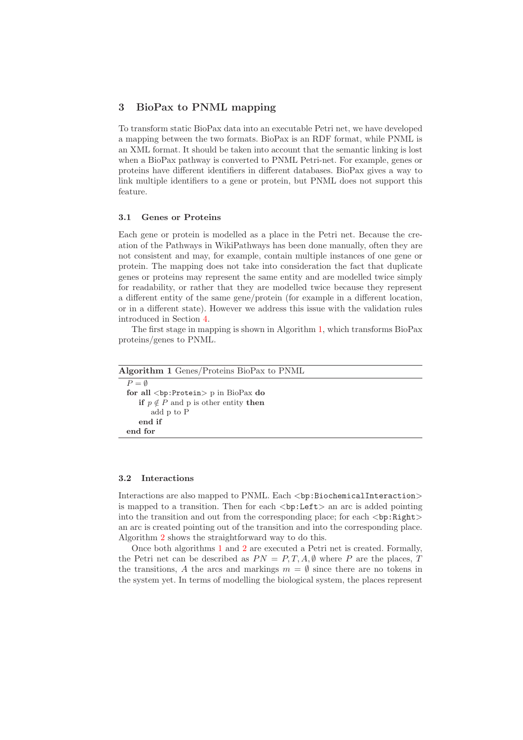## 3 BioPax to PNML mapping

To transform static BioPax data into an executable Petri net, we have developed a mapping between the two formats. BioPax is an RDF format, while PNML is an XML format. It should be taken into account that the semantic linking is lost when a BioPax pathway is converted to PNML Petri-net. For example, genes or proteins have different identifiers in different databases. BioPax gives a way to link multiple identifiers to a gene or protein, but PNML does not support this feature.

### 3.1 Genes or Proteins

Each gene or protein is modelled as a place in the Petri net. Because the creation of the Pathways in WikiPathways has been done manually, often they are not consistent and may, for example, contain multiple instances of one gene or protein. The mapping does not take into consideration the fact that duplicate genes or proteins may represent the same entity and are modelled twice simply for readability, or rather that they are modelled twice because they represent a different entity of the same gene/protein (for example in a different location, or in a different state). However we address this issue with the validation rules introduced in Section 4.

The first stage in mapping is shown in Algorithm 1, which transforms BioPax proteins/genes to PNML.

**Algorithm 1** Genes/Proteins BioPax to PNML

```
P = ∅
for all <bp:Protein> p in BioPax do
    if p ∉ P and p is other entity then
        add p to P
    end if
end for
```

### 3.2 Interactions

Interactions are also mapped to PNML. Each `<bp:BiochemicalInteraction>` is mapped to a transition. Then for each `<bp:Left>` an arc is added pointing into the transition and out from the corresponding place; for each `<bp:Right>` an arc is created pointing out of the transition and into the corresponding place. Algorithm 2 shows the straightforward way to do this.

Once both algorithms 1 and 2 are executed a Petri net is created. Formally, the Petri net can be described as $PN = P, T, A, \emptyset$ where $P$ are the places, $T$ the transitions, $A$ the arcs and markings $m = \emptyset$ since there are no tokens in the system yet. In terms of modelling the biological system, the places represent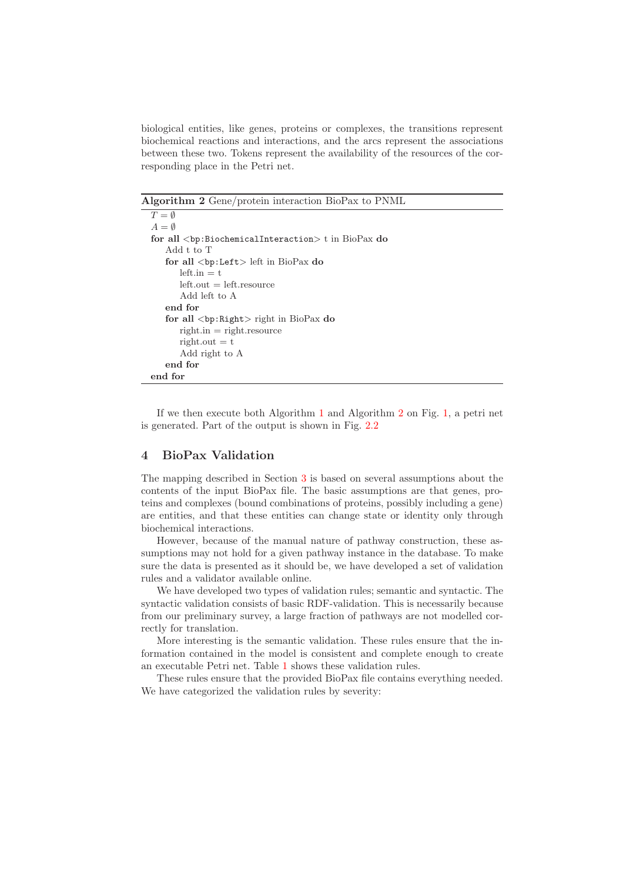biological entities, like genes, proteins or complexes, the transitions represent biochemical reactions and interactions, and the arcs represent the associations between these two. Tokens represent the availability of the resources of the corresponding place in the Petri net.

**Algorithm 2** Gene/protein interaction BioPax to PNML

```
T = ∅
A = ∅
for all <bp:BiochemicalInteraction> t in BioPax do
    Add t to T
    for all <bp:Left> left in BioPax do
        left.in = t
        left.out = left.resource
        Add left to A
    end for
    for all <bp:Right> right in BioPax do
        right.in = right.resource
        right.out = t
        Add right to A
    end for
end for
```

If we then execute both Algorithm 1 and Algorithm 2 on Fig. 1, a petri net is generated. Part of the output is shown in Fig. 2.2

## 4 BioPax Validation

The mapping described in Section 3 is based on several assumptions about the contents of the input BioPax file. The basic assumptions are that genes, proteins and complexes (bound combinations of proteins, possibly including a gene) are entities, and that these entities can change state or identity only through biochemical interactions.

However, because of the manual nature of pathway construction, these assumptions may not hold for a given pathway instance in the database. To make sure the data is presented as it should be, we have developed a set of validation rules and a validator available online.

We have developed two types of validation rules; semantic and syntactic. The syntactic validation consists of basic RDF-validation. This is necessarily because from our preliminary survey, a large fraction of pathways are not modelled correctly for translation.

More interesting is the semantic validation. These rules ensure that the information contained in the model is consistent and complete enough to create an executable Petri net. Table 1 shows these validation rules.

These rules ensure that the provided BioPax file contains everything needed. We have categorized the validation rules by severity: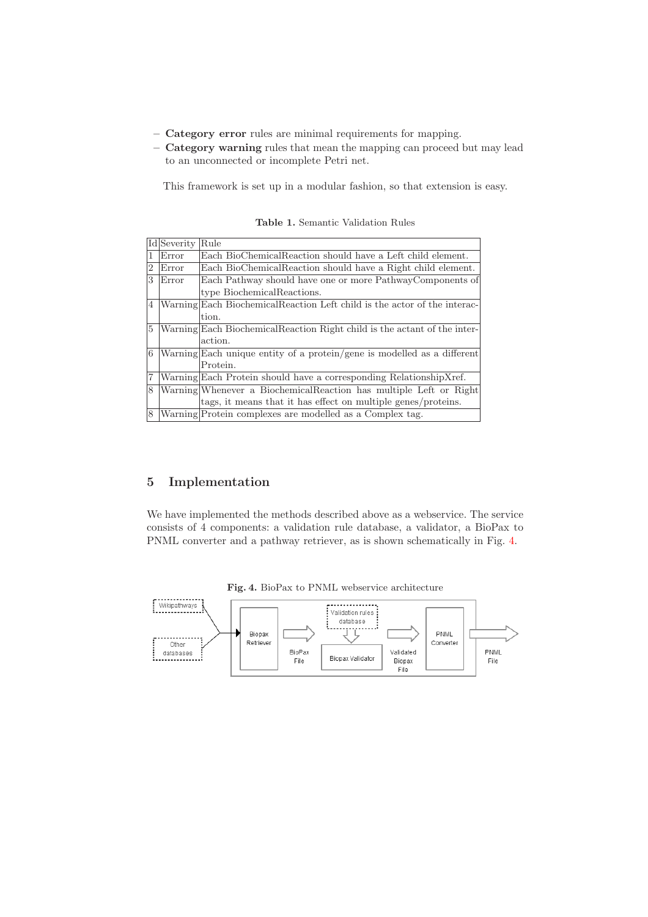- **Category error** rules are minimal requirements for mapping.
- **Category warning** rules that mean the mapping can proceed but may lead to an unconnected or incomplete Petri net.

This framework is set up in a modular fashion, so that extension is easy.

**Table 1.** Semantic Validation Rules

| Id | Severity | Rule |
|---|---|---|
| 1 | Error | Each BioChemicalReaction should have a Left child element. |
| 2 | Error | Each BioChemicalReaction should have a Right child element. |
| 3 | Error | Each Pathway should have one or more PathwayComponents of type BiochemicalReactions. |
| 4 | Warning | Each BiochemicalReaction Left child is the actor of the interaction. |
| 5 | Warning | Each BiochemicalReaction Right child is the actant of the interaction. |
| 6 | Warning | Each unique entity of a protein/gene is modelled as a different Protein. |
| 7 | Warning | Each Protein should have a corresponding RelationshipXref. |
| 8 | Warning | Whenever a BiochemicalReaction has multiple Left or Right tags, it means that it has effect on multiple genes/proteins. |
| 8 | Warning | Protein complexes are modelled as a Complex tag. |

## 5 Implementation

We have implemented the methods described above as a webservice. The service consists of 4 components: a validation rule database, a validator, a BioPax to PNML converter and a pathway retriever, as is shown schematically in Fig. 4.

**Fig. 4.** BioPax to PNML webservice architecture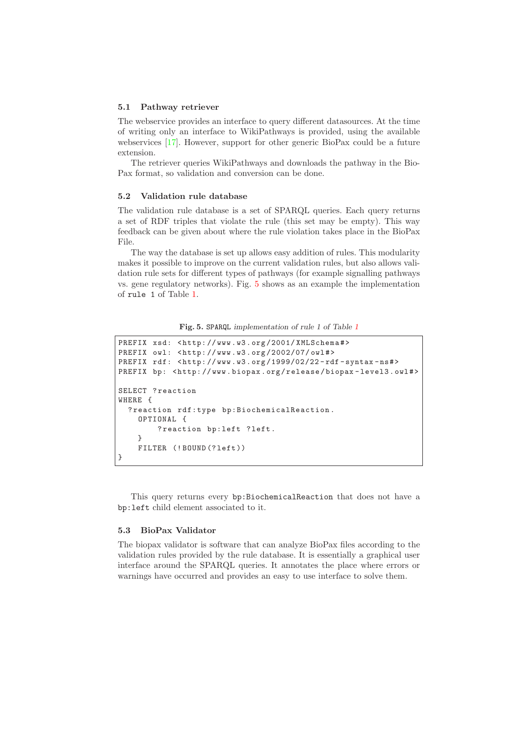### 5.1 Pathway retriever

The webservice provides an interface to query different datasources. At the time of writing only an interface to WikiPathways is provided, using the available webservices [17]. However, support for other generic BioPax could be a future extension.

The retriever queries WikiPathways and downloads the pathway in the BioPax format, so validation and conversion can be done.

### 5.2 Validation rule database

The validation rule database is a set of SPARQL queries. Each query returns a set of RDF triples that violate the rule (this set may be empty). This way feedback can be given about where the rule violation takes place in the BioPax File.

The way the database is set up allows easy addition of rules. This modularity makes it possible to improve on the current validation rules, but also allows validation rule sets for different types of pathways (for example signalling pathways vs. gene regulatory networks). Fig. 5 shows as an example the implementation of `rule 1` of Table 1.

**Fig. 5.** SPARQL *implementation of rule 1 of Table 1*

```
PREFIX xsd: <http://www.w3.org/2001/XMLSchema#>
PREFIX owl: <http://www.w3.org/2002/07/owl#>
PREFIX rdf: <http://www.w3.org/1999/02/22-rdf-syntax-ns#>
PREFIX bp: <http://www.biopax.org/release/biopax-level3.owl#>

SELECT ?reaction
WHERE {
  ?reaction rdf:type bp:BiochemicalReaction.
    OPTIONAL {
        ?reaction bp:left ?left.
    }
    FILTER (!BOUND(?left))
}
```

This query returns every `bp:BiochemicalReaction` that does not have a `bp:left` child element associated to it.

### 5.3 BioPax Validator

The biopax validator is software that can analyze BioPax files according to the validation rules provided by the rule database. It is essentially a graphical user interface around the SPARQL queries. It annotates the place where errors or warnings have occurred and provides an easy to use interface to solve them.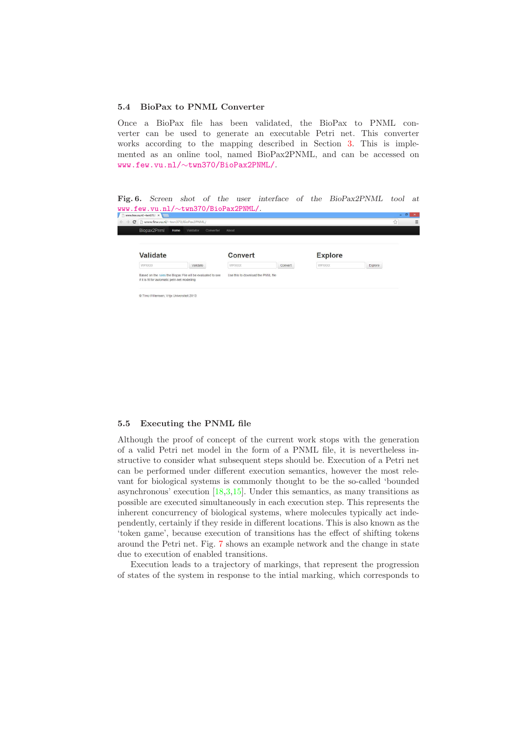### 5.4 BioPax to PNML Converter

Once a BioPax file has been validated, the BioPax to PNML converter can be used to generate an executable Petri net. This converter works according to the mapping described in Section 3. This is implemented as an online tool, named BioPax2PNML, and can be accessed on www.few.vu.nl/∼twn370/BioPax2PNML/.

**Fig. 6.** *Screen shot of the user interface of the BioPax2PNML tool at* www.few.vu.nl/∼twn370/BioPax2PNML/.

### 5.5 Executing the PNML file

Although the proof of concept of the current work stops with the generation of a valid Petri net model in the form of a PNML file, it is nevertheless instructive to consider what subsequent steps should be. Execution of a Petri net can be performed under different execution semantics, however the most relevant for biological systems is commonly thought to be the so-called 'bounded asynchronous' execution [18,3,15]. Under this semantics, as many transitions as possible are executed simultaneously in each execution step. This represents the inherent concurrency of biological systems, where molecules typically act independently, certainly if they reside in different locations. This is also known as the 'token game', because execution of transitions has the effect of shifting tokens around the Petri net. Fig. 7 shows an example network and the change in state due to execution of enabled transitions.

Execution leads to a trajectory of markings, that represent the progression of states of the system in response to the intial marking, which corresponds to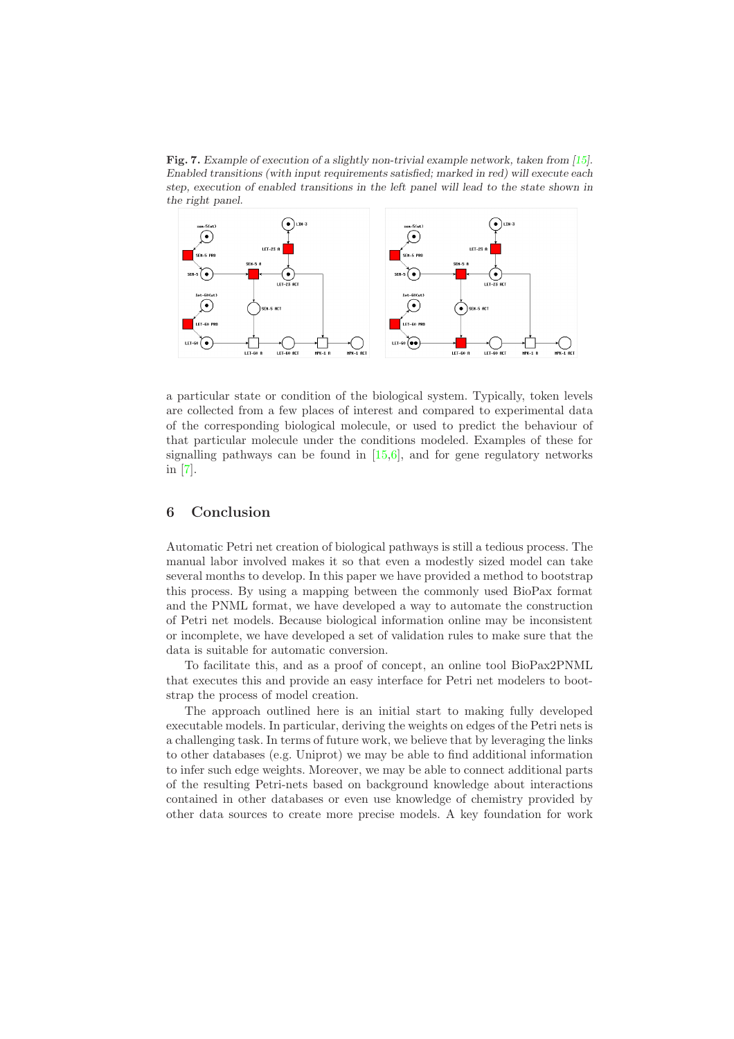**Fig. 7.** *Example of execution of a slightly non-trivial example network, taken from [15]. Enabled transitions (with input requirements satisfied; marked in red) will execute each step, execution of enabled transitions in the left panel will lead to the state shown in the right panel.*

a particular state or condition of the biological system. Typically, token levels are collected from a few places of interest and compared to experimental data of the corresponding biological molecule, or used to predict the behaviour of that particular molecule under the conditions modeled. Examples of these for signalling pathways can be found in [15,6], and for gene regulatory networks in [7].

## 6 Conclusion

Automatic Petri net creation of biological pathways is still a tedious process. The manual labor involved makes it so that even a modestly sized model can take several months to develop. In this paper we have provided a method to bootstrap this process. By using a mapping between the commonly used BioPax format and the PNML format, we have developed a way to automate the construction of Petri net models. Because biological information online may be inconsistent or incomplete, we have developed a set of validation rules to make sure that the data is suitable for automatic conversion.

To facilitate this, and as a proof of concept, an online tool BioPax2PNML that executes this and provide an easy interface for Petri net modelers to bootstrap the process of model creation.

The approach outlined here is an initial start to making fully developed executable models. In particular, deriving the weights on edges of the Petri nets is a challenging task. In terms of future work, we believe that by leveraging the links to other databases (e.g. Uniprot) we may be able to find additional information to infer such edge weights. Moreover, we may be able to connect additional parts of the resulting Petri-nets based on background knowledge about interactions contained in other databases or even use knowledge of chemistry provided by other data sources to create more precise models. A key foundation for work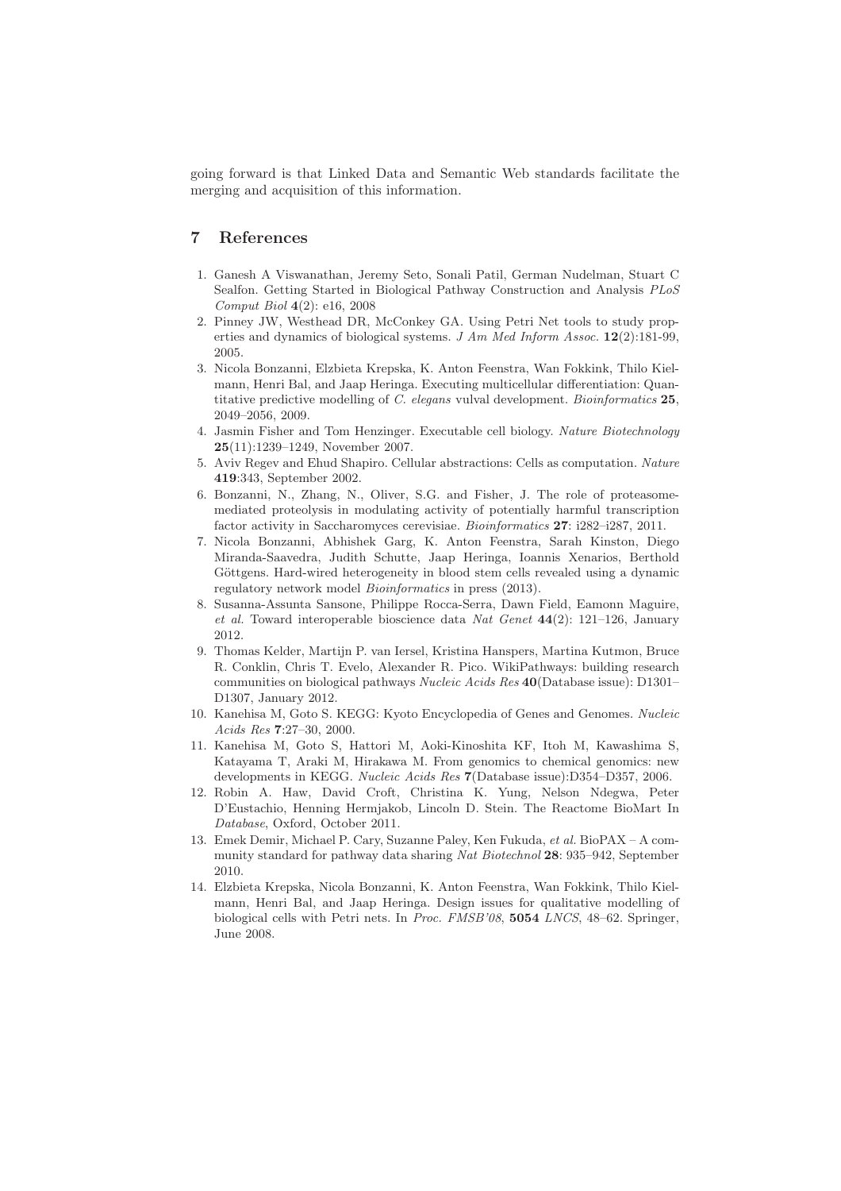going forward is that Linked Data and Semantic Web standards facilitate the merging and acquisition of this information.

## 7 References

1. Ganesh A Viswanathan, Jeremy Seto, Sonali Patil, German Nudelman, Stuart C Sealfon. Getting Started in Biological Pathway Construction and Analysis *PLoS Comput Biol* **4**(2): e16, 2008
2. Pinney JW, Westhead DR, McConkey GA. Using Petri Net tools to study properties and dynamics of biological systems. *J Am Med Inform Assoc.* **12**(2):181-99, 2005.
3. Nicola Bonzanni, Elzbieta Krepska, K. Anton Feenstra, Wan Fokkink, Thilo Kielmann, Henri Bal, and Jaap Heringa. Executing multicellular differentiation: Quantitative predictive modelling of *C. elegans* vulval development. *Bioinformatics* **25**, 2049–2056, 2009.
4. Jasmin Fisher and Tom Henzinger. Executable cell biology. *Nature Biotechnology* **25**(11):1239–1249, November 2007.
5. Aviv Regev and Ehud Shapiro. Cellular abstractions: Cells as computation. *Nature* **419**:343, September 2002.
6. Bonzanni, N., Zhang, N., Oliver, S.G. and Fisher, J. The role of proteasome-mediated proteolysis in modulating activity of potentially harmful transcription factor activity in Saccharomyces cerevisiae. *Bioinformatics* **27**: i282–i287, 2011.
7. Nicola Bonzanni, Abhishek Garg, K. Anton Feenstra, Sarah Kinston, Diego Miranda-Saavedra, Judith Schutte, Jaap Heringa, Ioannis Xenarios, Berthold Göttgens. Hard-wired heterogeneity in blood stem cells revealed using a dynamic regulatory network model *Bioinformatics* in press (2013).
8. Susanna-Assunta Sansone, Philippe Rocca-Serra, Dawn Field, Eamonn Maguire, *et al.* Toward interoperable bioscience data *Nat Genet* **44**(2): 121–126, January 2012.
9. Thomas Kelder, Martijn P. van Iersel, Kristina Hanspers, Martina Kutmon, Bruce R. Conklin, Chris T. Evelo, Alexander R. Pico. WikiPathways: building research communities on biological pathways *Nucleic Acids Res* **40**(Database issue): D1301–D1307, January 2012.
10. Kanehisa M, Goto S. KEGG: Kyoto Encyclopedia of Genes and Genomes. *Nucleic Acids Res* **7**:27–30, 2000.
11. Kanehisa M, Goto S, Hattori M, Aoki-Kinoshita KF, Itoh M, Kawashima S, Katayama T, Araki M, Hirakawa M. From genomics to chemical genomics: new developments in KEGG. *Nucleic Acids Res* **7**(Database issue):D354–D357, 2006.
12. Robin A. Haw, David Croft, Christina K. Yung, Nelson Ndegwa, Peter D'Eustachio, Henning Hermjakob, Lincoln D. Stein. The Reactome BioMart In *Database*, Oxford, October 2011.
13. Emek Demir, Michael P. Cary, Suzanne Paley, Ken Fukuda, *et al.* BioPAX – A community standard for pathway data sharing *Nat Biotechnol* **28**: 935–942, September 2010.
14. Elzbieta Krepska, Nicola Bonzanni, K. Anton Feenstra, Wan Fokkink, Thilo Kielmann, Henri Bal, and Jaap Heringa. Design issues for qualitative modelling of biological cells with Petri nets. In *Proc. FMSB'08*, **5054** *LNCS*, 48–62. Springer, June 2008.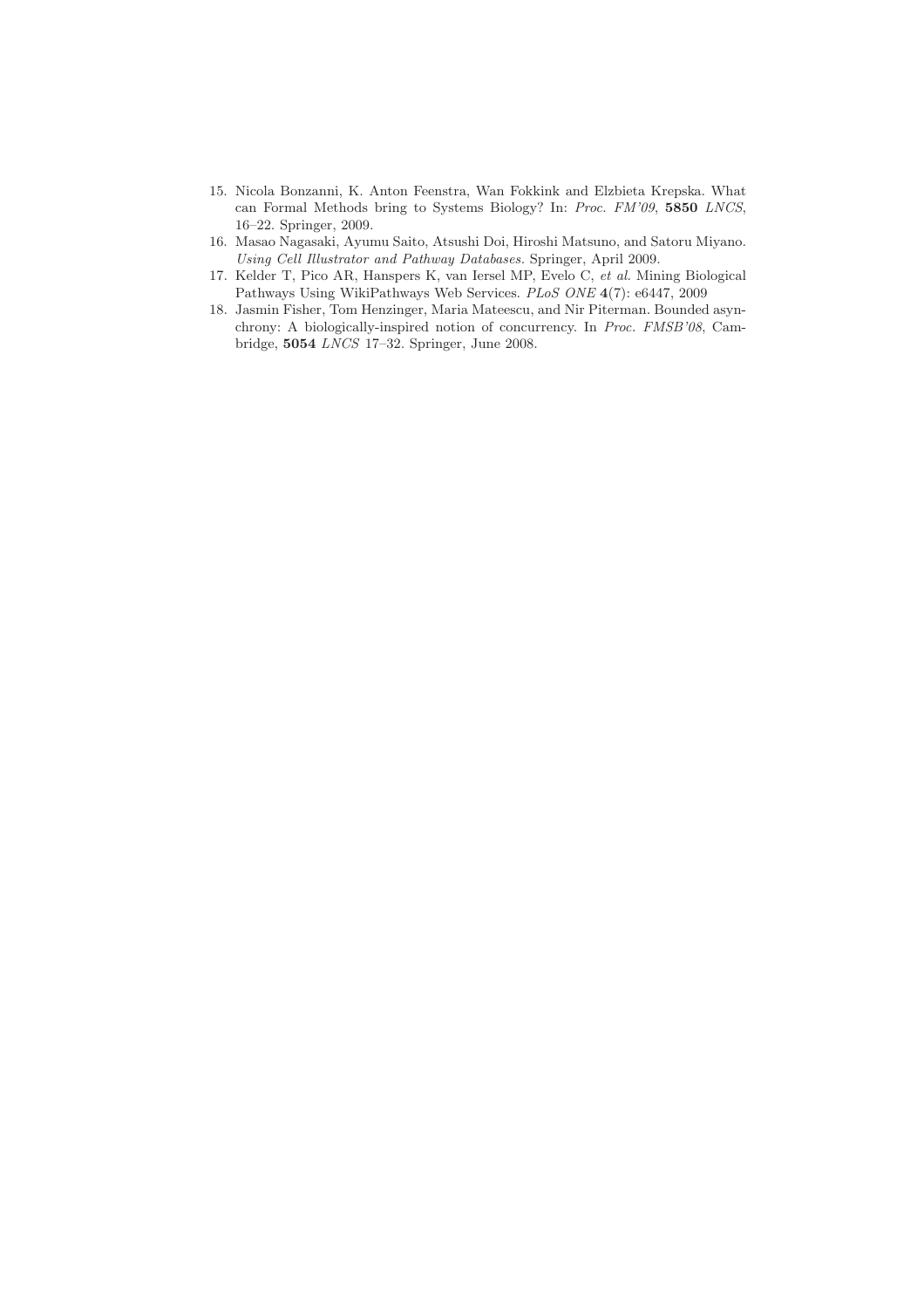15. Nicola Bonzanni, K. Anton Feenstra, Wan Fokkink and Elzbieta Krepska. What can Formal Methods bring to Systems Biology? In: *Proc. FM'09*, **5850** *LNCS*, 16–22. Springer, 2009.
16. Masao Nagasaki, Ayumu Saito, Atsushi Doi, Hiroshi Matsuno, and Satoru Miyano. *Using Cell Illustrator and Pathway Databases.* Springer, April 2009.
17. Kelder T, Pico AR, Hanspers K, van Iersel MP, Evelo C, *et al.* Mining Biological Pathways Using WikiPathways Web Services. *PLoS ONE* **4**(7): e6447, 2009
18. Jasmin Fisher, Tom Henzinger, Maria Mateescu, and Nir Piterman. Bounded asynchrony: A biologically-inspired notion of concurrency. In *Proc. FMSB'08*, Cambridge, **5054** *LNCS* 17–32. Springer, June 2008.